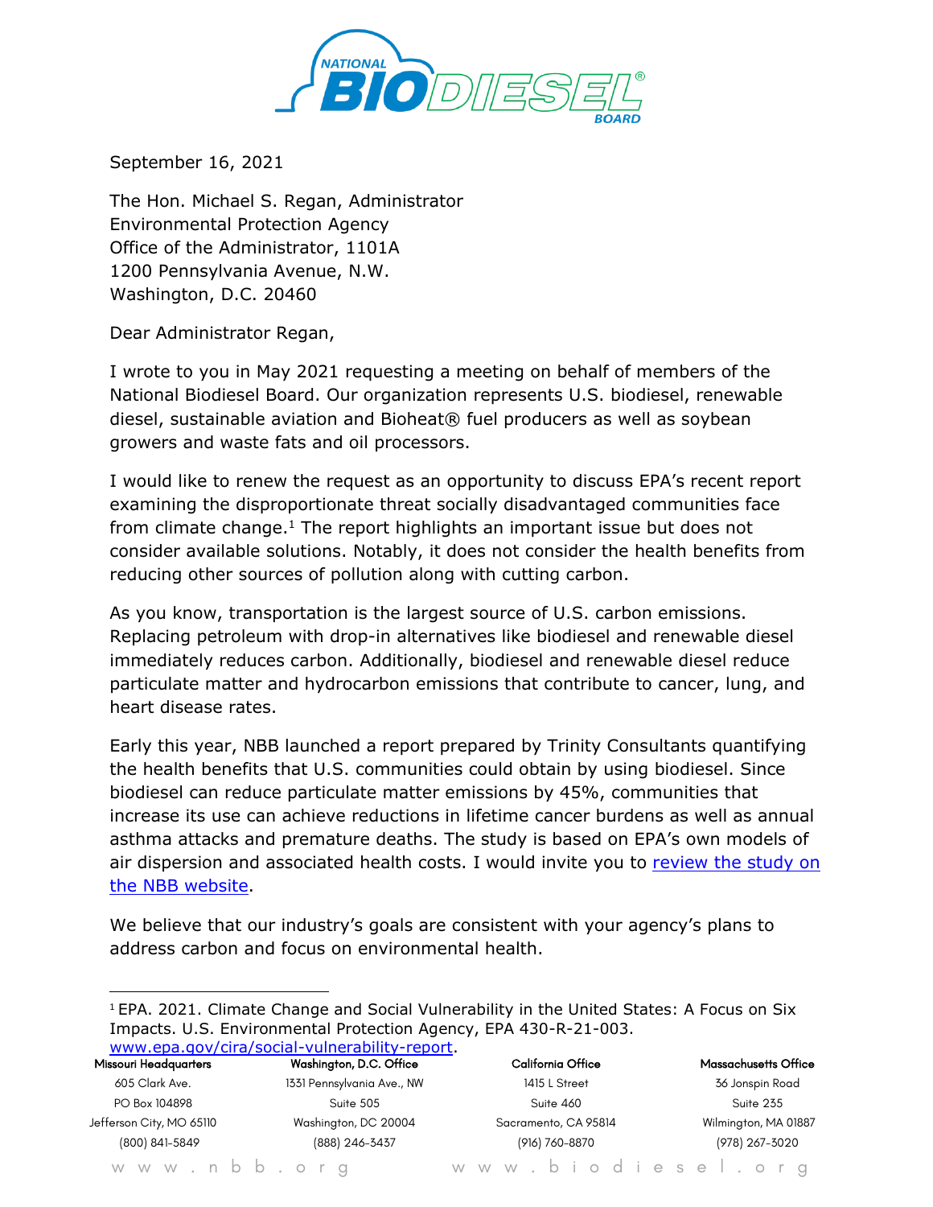September 16, 2021

The Hon. Michael S. Regan, Administrator
Environmental Protection Agency
Office of the Administrator, 1101A
1200 Pennsylvania Avenue, N.W.
Washington, D.C. 20460

Dear Administrator Regan,

I wrote to you in May 2021 requesting a meeting on behalf of members of the National Biodiesel Board. Our organization represents U.S. biodiesel, renewable diesel, sustainable aviation and Bioheat® fuel producers as well as soybean growers and waste fats and oil processors.

I would like to renew the request as an opportunity to discuss EPA's recent report examining the disproportionate threat socially disadvantaged communities face from climate change.[1] The report highlights an important issue but does not consider available solutions. Notably, it does not consider the health benefits from reducing other sources of pollution along with cutting carbon.

As you know, transportation is the largest source of U.S. carbon emissions. Replacing petroleum with drop-in alternatives like biodiesel and renewable diesel immediately reduces carbon. Additionally, biodiesel and renewable diesel reduce particulate matter and hydrocarbon emissions that contribute to cancer, lung, and heart disease rates.

Early this year, NBB launched a report prepared by Trinity Consultants quantifying the health benefits that U.S. communities could obtain by using biodiesel. Since biodiesel can reduce particulate matter emissions by 45%, communities that increase its use can achieve reductions in lifetime cancer burdens as well as annual asthma attacks and premature deaths. The study is based on EPA's own models of air dispersion and associated health costs. I would invite you to [review the study on the NBB website](#).

We believe that our industry's goals are consistent with your agency's plans to address carbon and focus on environmental health.

---

[1] EPA. 2021. Climate Change and Social Vulnerability in the United States: A Focus on Six Impacts. U.S. Environmental Protection Agency, EPA 430-R-21-003. www.epa.gov/cira/social-vulnerability-report.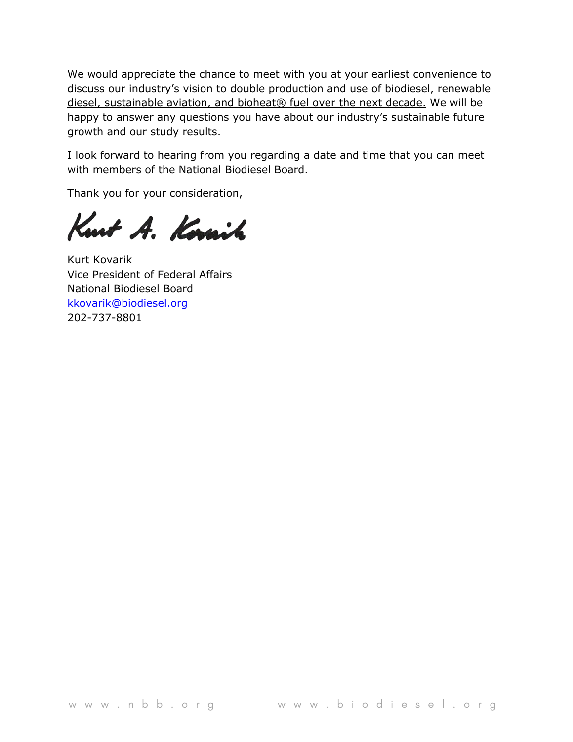We would appreciate the chance to meet with you at your earliest convenience to discuss our industry's vision to double production and use of biodiesel, renewable diesel, sustainable aviation, and bioheat® fuel over the next decade. We will be happy to answer any questions you have about our industry's sustainable future growth and our study results.

I look forward to hearing from you regarding a date and time that you can meet with members of the National Biodiesel Board.

Thank you for your consideration,

Kurt A. Kovarik

Kurt Kovarik
Vice President of Federal Affairs
National Biodiesel Board
kkovarik@biodiesel.org
202-737-8801

www.nbb.org www.biodiesel.org